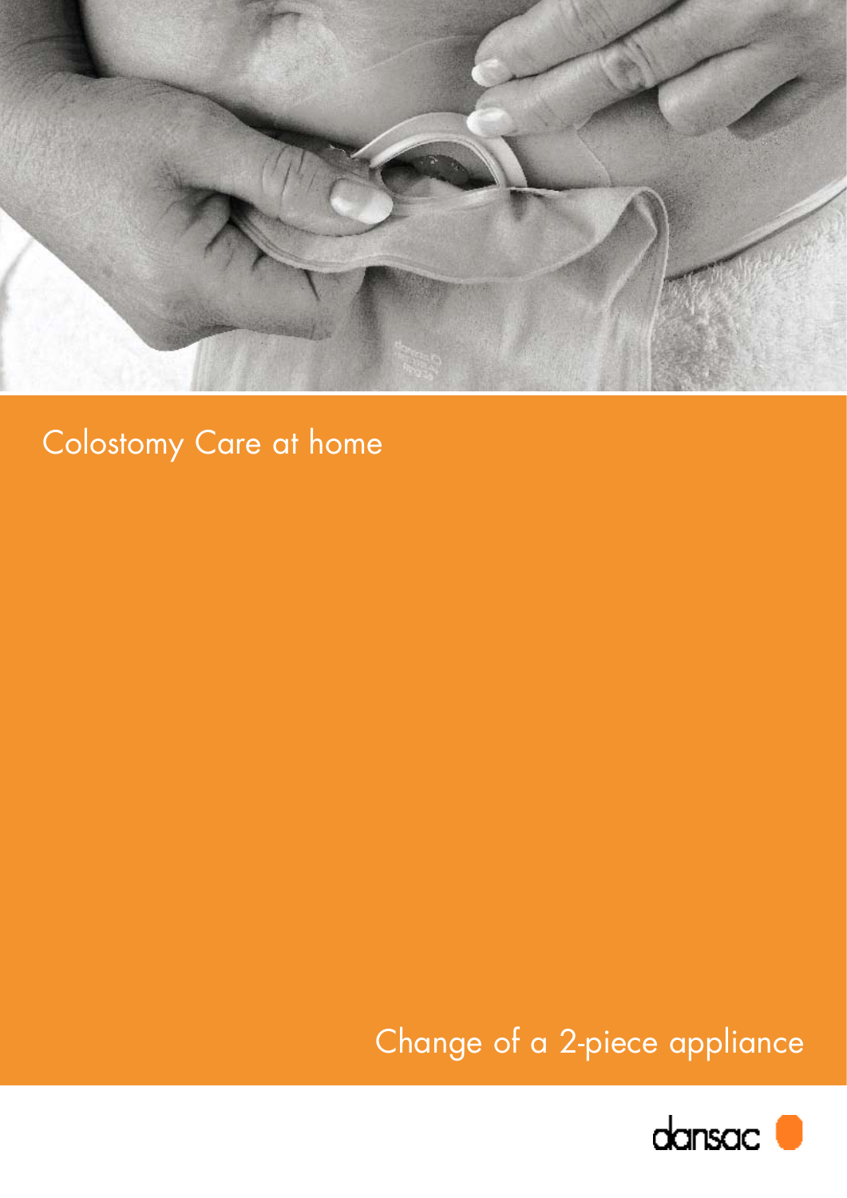# Colostomy Care at home

## Change of a 2-piece appliance

dansac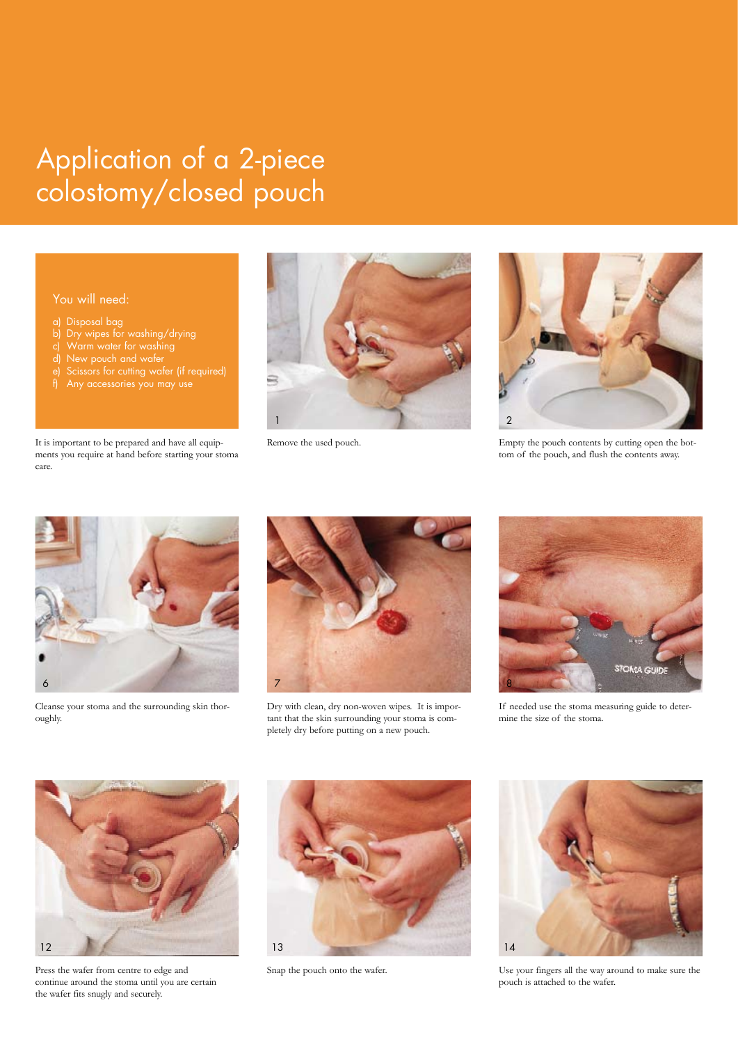# Application of a 2-piece colostomy/closed pouch

You will need:

a) Disposal bag
b) Dry wipes for washing/drying
c) Warm water for washing
d) New pouch and wafer
e) Scissors for cutting wafer (if required)
f) Any accessories you may use

It is important to be prepared and have all equipments you require at hand before starting your stoma care.

1

Remove the used pouch.

2

Empty the pouch contents by cutting open the bottom of the pouch, and flush the contents away.

6

Cleanse your stoma and the surrounding skin thoroughly.

7

Dry with clean, dry non-woven wipes. It is important that the skin surrounding your stoma is completely dry before putting on a new pouch.

8

If needed use the stoma measuring guide to determine the size of the stoma.

12

Press the wafer from centre to edge and continue around the stoma until you are certain the wafer fits snugly and securely.

13

Snap the pouch onto the wafer.

14

Use your fingers all the way around to make sure the pouch is attached to the wafer.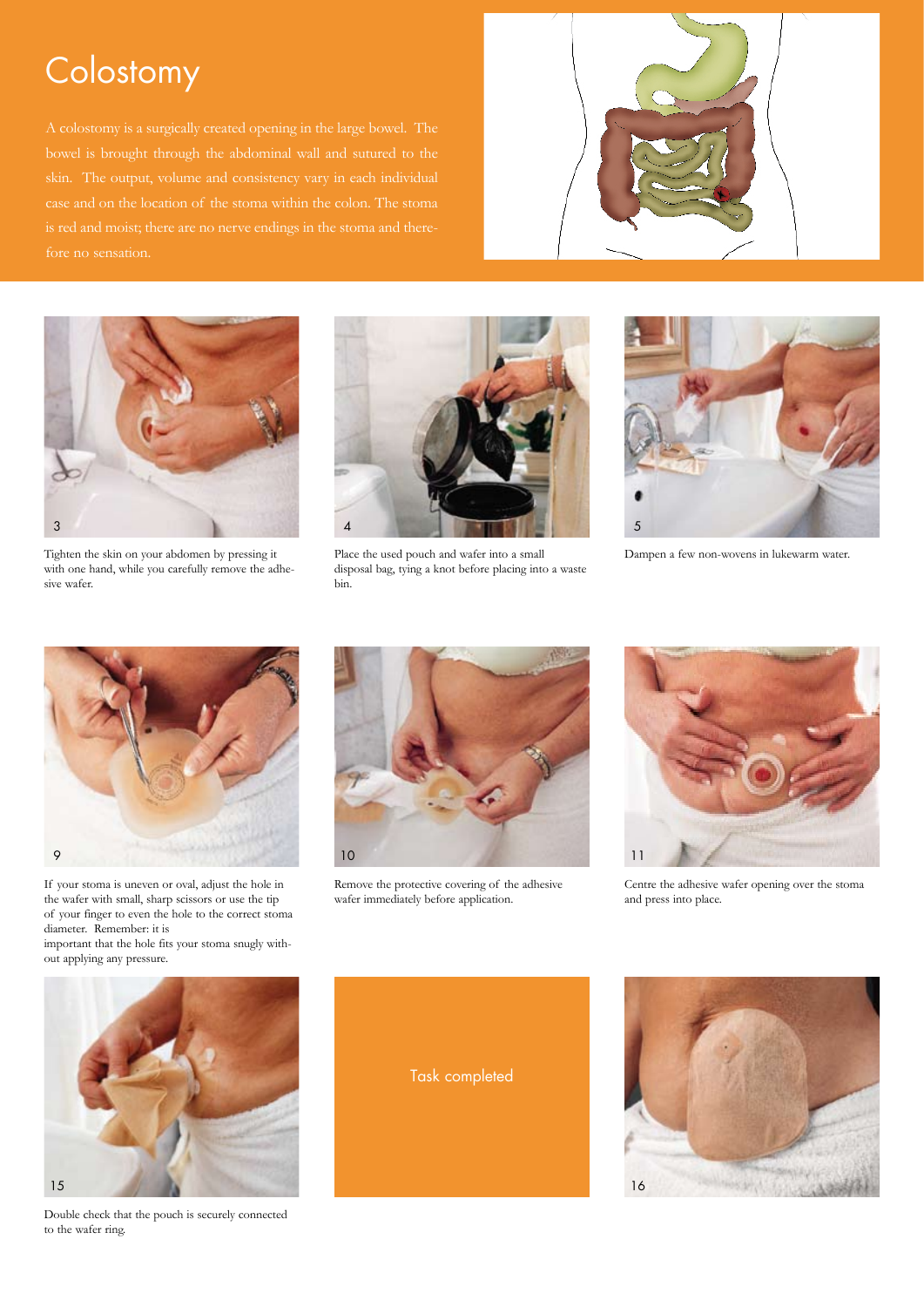# Colostomy

A colostomy is a surgically created opening in the large bowel. The bowel is brought through the abdominal wall and sutured to the skin. The output, volume and consistency vary in each individual case and on the location of the stoma within the colon. The stoma is red and moist; there are no nerve endings in the stoma and therefore no sensation.

3

Tighten the skin on your abdomen by pressing it with one hand, while you carefully remove the adhesive wafer.

4

Place the used pouch and wafer into a small disposal bag, tying a knot before placing into a waste bin.

5

Dampen a few non-wovens in lukewarm water.

9

If your stoma is uneven or oval, adjust the hole in the wafer with small, sharp scissors or use the tip of your finger to even the hole to the correct stoma diameter. Remember: it is important that the hole fits your stoma snugly without applying any pressure.

10

Remove the protective covering of the adhesive wafer immediately before application.

11

Centre the adhesive wafer opening over the stoma and press into place.

15

Double check that the pouch is securely connected to the wafer ring.

Task completed

16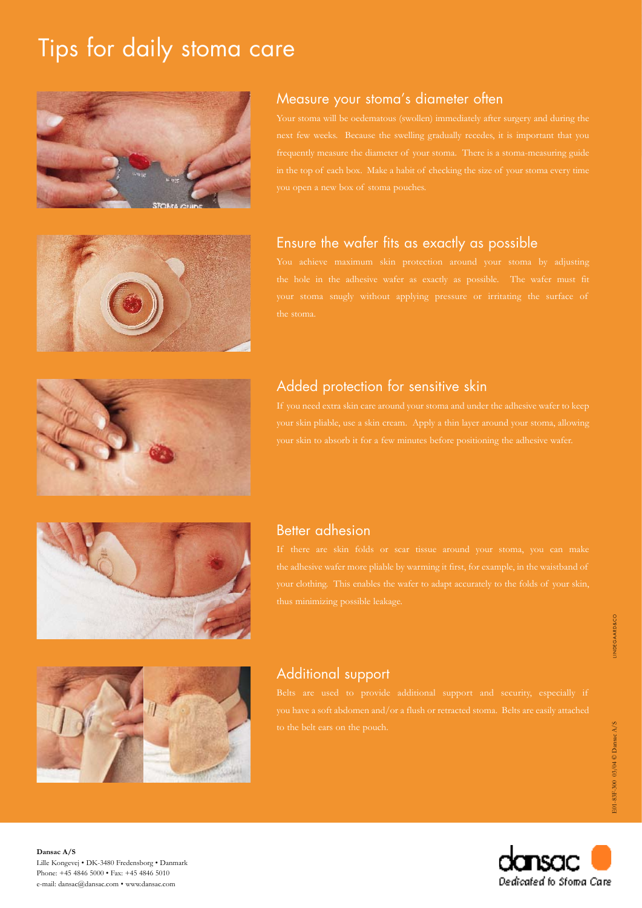# Tips for daily stoma care

## Measure your stoma's diameter often

Your stoma will be oedematous (swollen) immediately after surgery and during the next few weeks. Because the swelling gradually recedes, it is important that you frequently measure the diameter of your stoma. There is a stoma-measuring guide in the top of each box. Make a habit of checking the size of your stoma every time you open a new box of stoma pouches.

## Ensure the wafer fits as exactly as possible

You achieve maximum skin protection around your stoma by adjusting the hole in the adhesive wafer as exactly as possible. The wafer must fit your stoma snugly without applying pressure or irritating the surface of the stoma.

## Added protection for sensitive skin

If you need extra skin care around your stoma and under the adhesive wafer to keep your skin pliable, use a skin cream. Apply a thin layer around your stoma, allowing your skin to absorb it for a few minutes before positioning the adhesive wafer.

## Better adhesion

If there are skin folds or scar tissue around your stoma, you can make the adhesive wafer more pliable by warming it first, for example, in the waistband of your clothing. This enables the wafer to adapt accurately to the folds of your skin, thus minimizing possible leakage.

## Additional support

Belts are used to provide additional support and security, especially if you have a soft abdomen and/or a flush or retracted stoma. Belts are easily attached to the belt ears on the pouch.

LINDEGAARD&CO

E01-83F-300 03/04 © Dansac A/S

**Dansac A/S**
Lille Kongevej • DK-3480 Fredensborg • Danmark
Phone: +45 4846 5000 • Fax: +45 4846 5010
e-mail: dansac@dansac.com • www.dansac.com

dansac
Dedicated to Stoma Care